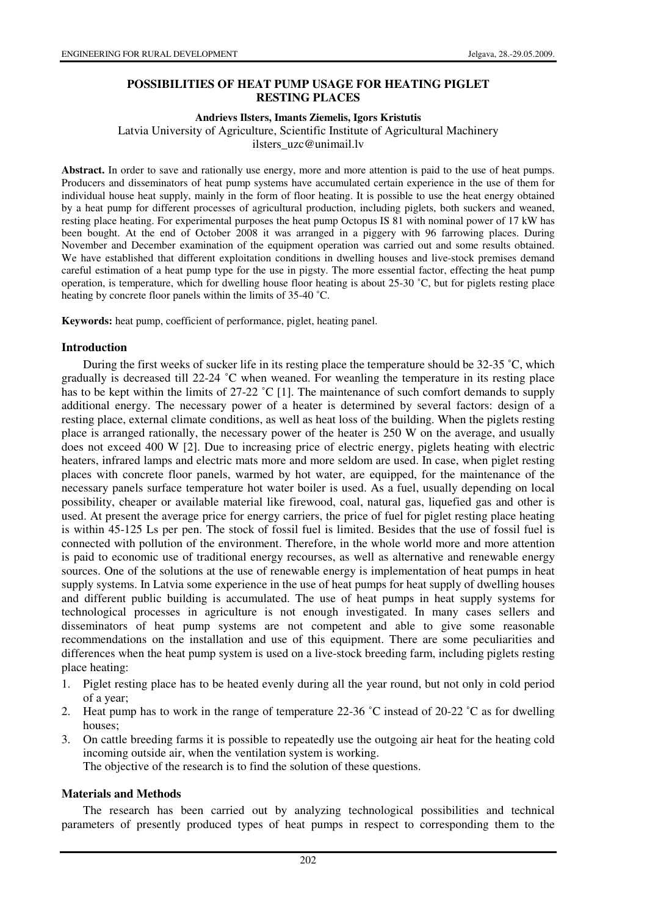# POSSIBILITIES OF HEAT PUMP USAGE FOR HEATING PIGLET RESTING PLACES

**Andrievs Ilsters, Imants Ziemelis, Igors Kristutis**

Latvia University of Agriculture, Scientific Institute of Agricultural Machinery

ilsters_uzc@unimail.lv

**Abstract.** In order to save and rationally use energy, more and more attention is paid to the use of heat pumps. Producers and disseminators of heat pump systems have accumulated certain experience in the use of them for individual house heat supply, mainly in the form of floor heating. It is possible to use the heat energy obtained by a heat pump for different processes of agricultural production, including piglets, both suckers and weaned, resting place heating. For experimental purposes the heat pump Octopus IS 81 with nominal power of 17 kW has been bought. At the end of October 2008 it was arranged in a piggery with 96 farrowing places. During November and December examination of the equipment operation was carried out and some results obtained. We have established that different exploitation conditions in dwelling houses and live-stock premises demand careful estimation of a heat pump type for the use in pigsty. The more essential factor, effecting the heat pump operation, is temperature, which for dwelling house floor heating is about 25-30 ˚C, but for piglets resting place heating by concrete floor panels within the limits of 35-40 ˚C.

**Keywords:** heat pump, coefficient of performance, piglet, heating panel.

## Introduction

During the first weeks of sucker life in its resting place the temperature should be 32-35 ˚C, which gradually is decreased till 22-24 ˚C when weaned. For weanling the temperature in its resting place has to be kept within the limits of 27-22 ˚C [1]. The maintenance of such comfort demands to supply additional energy. The necessary power of a heater is determined by several factors: design of a resting place, external climate conditions, as well as heat loss of the building. When the piglets resting place is arranged rationally, the necessary power of the heater is 250 W on the average, and usually does not exceed 400 W [2]. Due to increasing price of electric energy, piglets heating with electric heaters, infrared lamps and electric mats more and more seldom are used. In case, when piglet resting places with concrete floor panels, warmed by hot water, are equipped, for the maintenance of the necessary panels surface temperature hot water boiler is used. As a fuel, usually depending on local possibility, cheaper or available material like firewood, coal, natural gas, liquefied gas and other is used. At present the average price for energy carriers, the price of fuel for piglet resting place heating is within 45-125 Ls per pen. The stock of fossil fuel is limited. Besides that the use of fossil fuel is connected with pollution of the environment. Therefore, in the whole world more and more attention is paid to economic use of traditional energy recourses, as well as alternative and renewable energy sources. One of the solutions at the use of renewable energy is implementation of heat pumps in heat supply systems. In Latvia some experience in the use of heat pumps for heat supply of dwelling houses and different public building is accumulated. The use of heat pumps in heat supply systems for technological processes in agriculture is not enough investigated. In many cases sellers and disseminators of heat pump systems are not competent and able to give some reasonable recommendations on the installation and use of this equipment. There are some peculiarities and differences when the heat pump system is used on a live-stock breeding farm, including piglets resting place heating:

1. Piglet resting place has to be heated evenly during all the year round, but not only in cold period of a year;
2. Heat pump has to work in the range of temperature 22-36 ˚C instead of 20-22 ˚C as for dwelling houses;
3. On cattle breeding farms it is possible to repeatedly use the outgoing air heat for the heating cold incoming outside air, when the ventilation system is working.

The objective of the research is to find the solution of these questions.

## Materials and Methods

The research has been carried out by analyzing technological possibilities and technical parameters of presently produced types of heat pumps in respect to corresponding them to the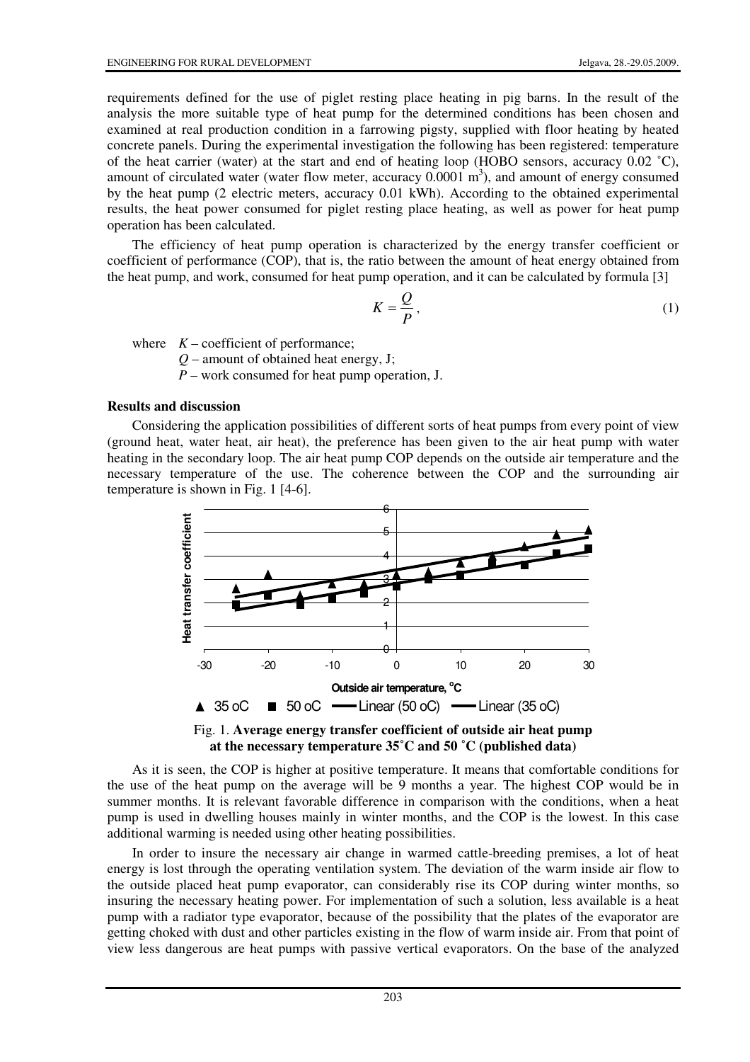requirements defined for the use of piglet resting place heating in pig barns. In the result of the analysis the more suitable type of heat pump for the determined conditions has been chosen and examined at real production condition in a farrowing pigsty, supplied with floor heating by heated concrete panels. During the experimental investigation the following has been registered: temperature of the heat carrier (water) at the start and end of heating loop (HOBO sensors, accuracy 0.02 ˚C), amount of circulated water (water flow meter, accuracy 0.0001 $m^3$), and amount of energy consumed by the heat pump (2 electric meters, accuracy 0.01 kWh). According to the obtained experimental results, the heat power consumed for piglet resting place heating, as well as power for heat pump operation has been calculated.

The efficiency of heat pump operation is characterized by the energy transfer coefficient or coefficient of performance (COP), that is, the ratio between the amount of heat energy obtained from the heat pump, and work, consumed for heat pump operation, and it can be calculated by formula [3]

$$K = \frac{Q}{P}, \tag{1}$$

where $K$ – coefficient of performance;
$Q$ – amount of obtained heat energy, J;
$P$ – work consumed for heat pump operation, J.

**Results and discussion**

Considering the application possibilities of different sorts of heat pumps from every point of view (ground heat, water heat, air heat), the preference has been given to the air heat pump with water heating in the secondary loop. The air heat pump COP depends on the outside air temperature and the necessary temperature of the use. The coherence between the COP and the surrounding air temperature is shown in Fig. 1 [4-6].

Fig. 1. **Average energy transfer coefficient of outside air heat pump at the necessary temperature 35˚C and 50 ˚C (published data)**

As it is seen, the COP is higher at positive temperature. It means that comfortable conditions for the use of the heat pump on the average will be 9 months a year. The highest COP would be in summer months. It is relevant favorable difference in comparison with the conditions, when a heat pump is used in dwelling houses mainly in winter months, and the COP is the lowest. In this case additional warming is needed using other heating possibilities.

In order to insure the necessary air change in warmed cattle-breeding premises, a lot of heat energy is lost through the operating ventilation system. The deviation of the warm inside air flow to the outside placed heat pump evaporator, can considerably rise its COP during winter months, so insuring the necessary heating power. For implementation of such a solution, less available is a heat pump with a radiator type evaporator, because of the possibility that the plates of the evaporator are getting choked with dust and other particles existing in the flow of warm inside air. From that point of view less dangerous are heat pumps with passive vertical evaporators. On the base of the analyzed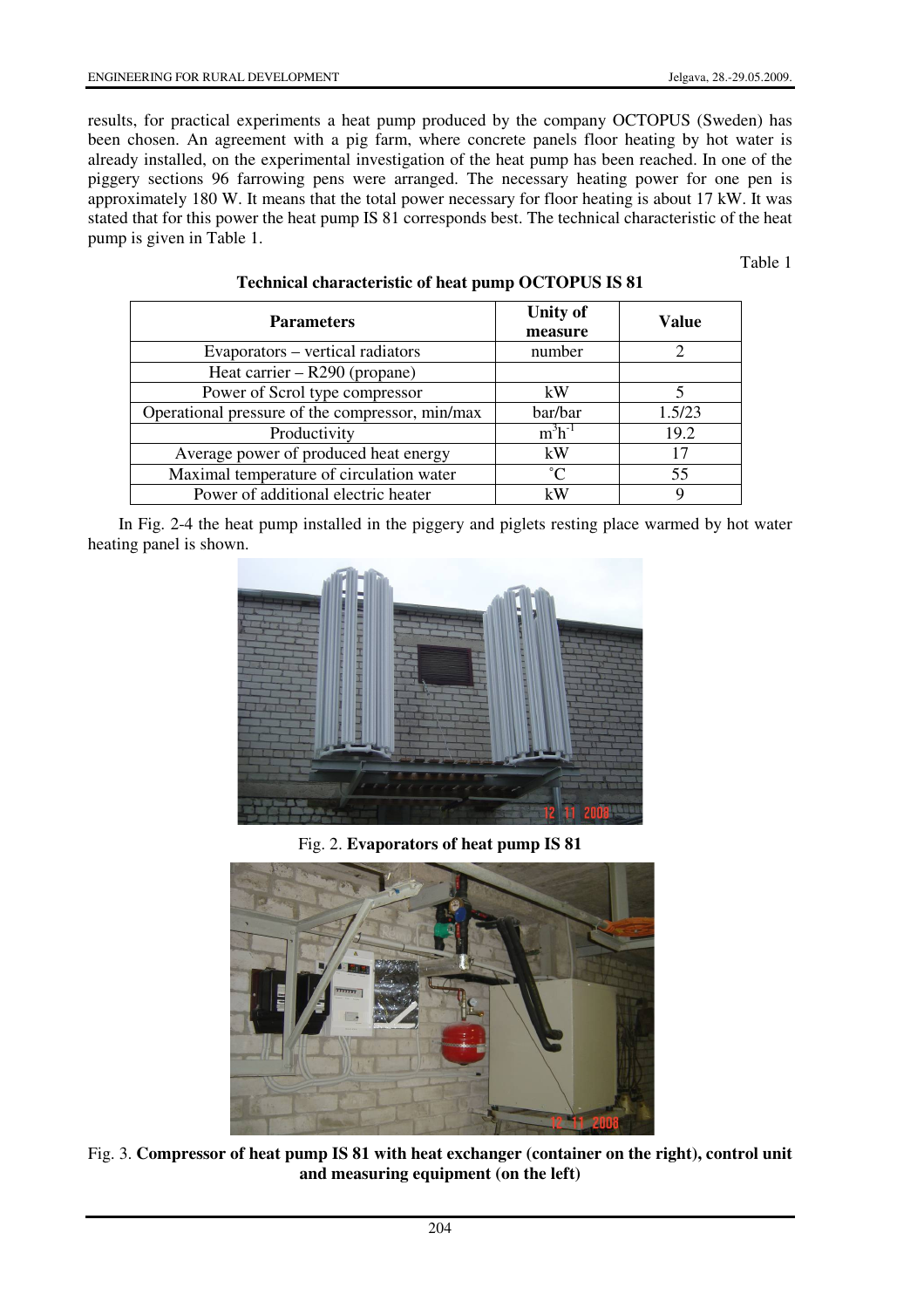results, for practical experiments a heat pump produced by the company OCTOPUS (Sweden) has been chosen. An agreement with a pig farm, where concrete panels floor heating by hot water is already installed, on the experimental investigation of the heat pump has been reached. In one of the piggery sections 96 farrowing pens were arranged. The necessary heating power for one pen is approximately 180 W. It means that the total power necessary for floor heating is about 17 kW. It was stated that for this power the heat pump IS 81 corresponds best. The technical characteristic of the heat pump is given in Table 1.

Table 1

**Technical characteristic of heat pump OCTOPUS IS 81**

| Parameters | Unity of measure | Value |
|---|---|---|
| Evaporators – vertical radiators | number | 2 |
| Heat carrier – R290 (propane) | | |
| Power of Scrol type compressor | kW | 5 |
| Operational pressure of the compressor, min/max | bar/bar | 1.5/23 |
| Productivity | $m^3h^{-1}$ | 19.2 |
| Average power of produced heat energy | kW | 17 |
| Maximal temperature of circulation water | °C | 55 |
| Power of additional electric heater | kW | 9 |

In Fig. 2-4 the heat pump installed in the piggery and piglets resting place warmed by hot water heating panel is shown.

Fig. 2. **Evaporators of heat pump IS 81**

Fig. 3. **Compressor of heat pump IS 81 with heat exchanger (container on the right), control unit and measuring equipment (on the left)**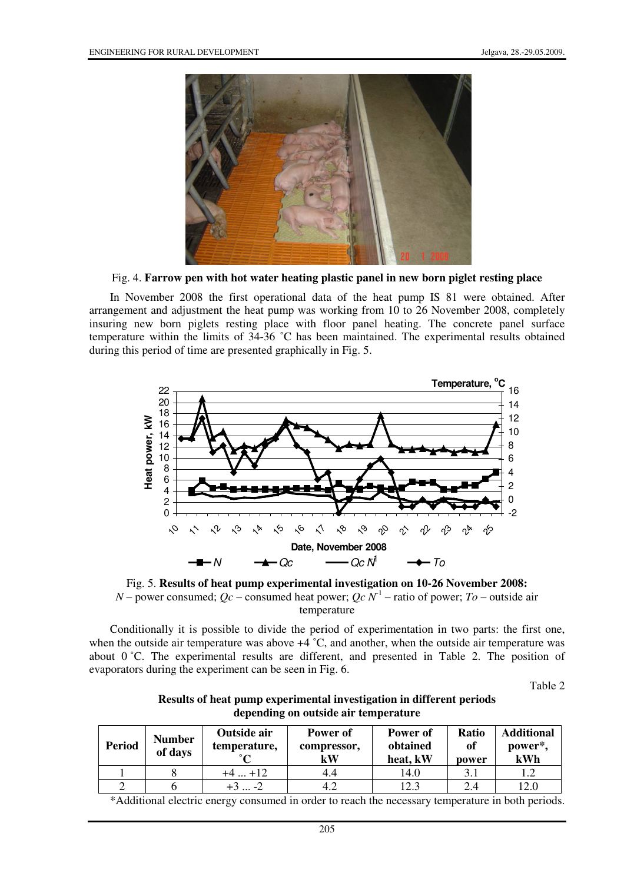Fig. 4. **Farrow pen with hot water heating plastic panel in new born piglet resting place**

In November 2008 the first operational data of the heat pump IS 81 were obtained. After arrangement and adjustment the heat pump was working from 10 to 26 November 2008, completely insuring new born piglets resting place with floor panel heating. The concrete panel surface temperature within the limits of 34-36 ˚C has been maintained. The experimental results obtained during this period of time are presented graphically in Fig. 5.

Fig. 5. **Results of heat pump experimental investigation on 10-26 November 2008:** $N$ – power consumed; $Qc$ – consumed heat power; $Qc\ N^{-1}$ – ratio of power; $To$ – outside air temperature

Conditionally it is possible to divide the period of experimentation in two parts: the first one, when the outside air temperature was above +4 ˚C, and another, when the outside air temperature was about 0 ˚C. The experimental results are different, and presented in Table 2. The position of evaporators during the experiment can be seen in Fig. 6.

Table 2

**Results of heat pump experimental investigation in different periods depending on outside air temperature**

| Period | Number of days | Outside air temperature, ˚C | Power of compressor, kW | Power of obtained heat, kW | Ratio of power | Additional power*, kWh |
|---|---|---|---|---|---|---|
| 1 | 8 | +4 ... +12 | 4.4 | 14.0 | 3.1 | 1.2 |
| 2 | 6 | +3 ... -2 | 4.2 | 12.3 | 2.4 | 12.0 |

*Additional electric energy consumed in order to reach the necessary temperature in both periods.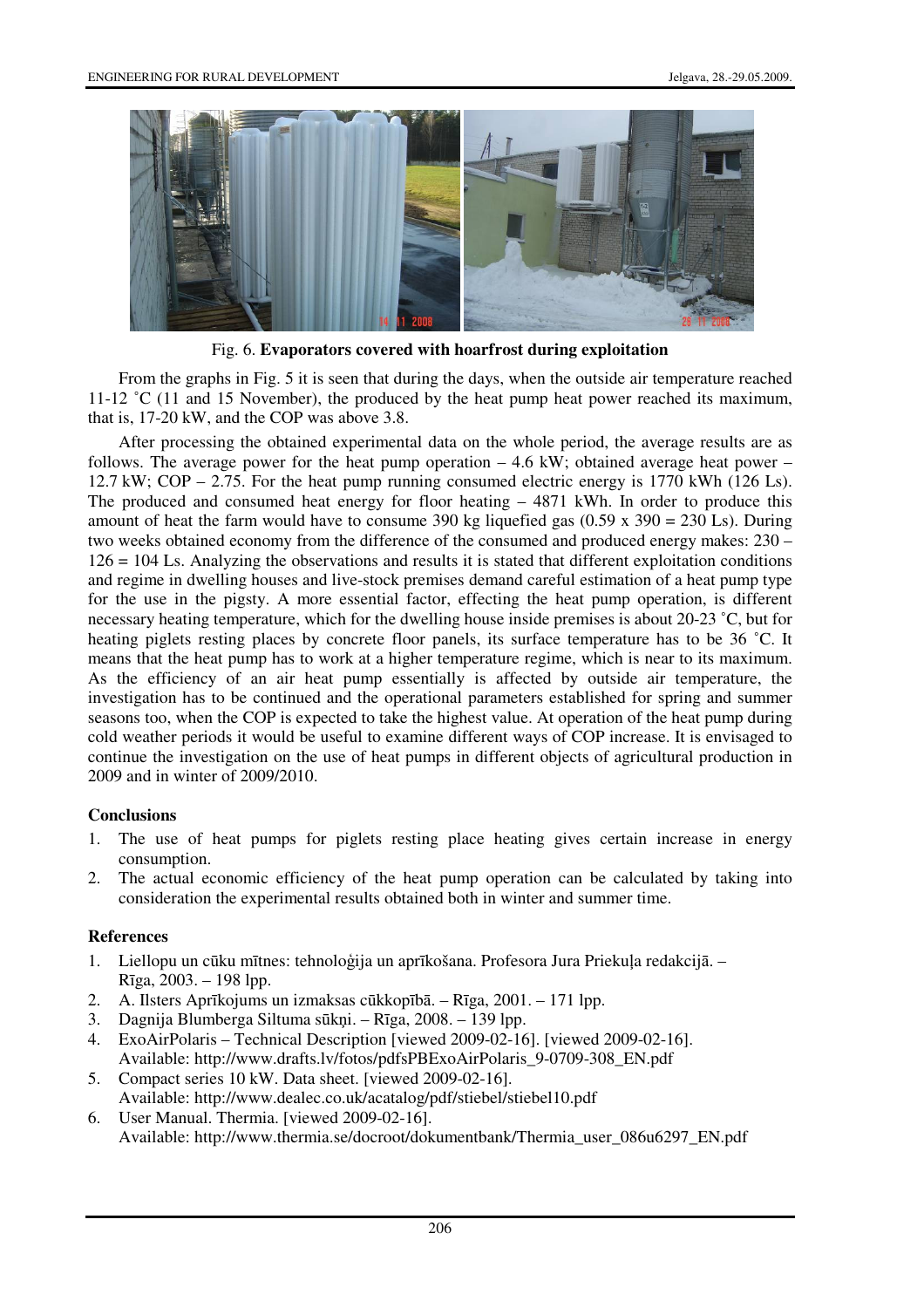Fig. 6. **Evaporators covered with hoarfrost during exploitation**

From the graphs in Fig. 5 it is seen that during the days, when the outside air temperature reached 11-12 ˚C (11 and 15 November), the produced by the heat pump heat power reached its maximum, that is, 17-20 kW, and the COP was above 3.8.

After processing the obtained experimental data on the whole period, the average results are as follows. The average power for the heat pump operation – 4.6 kW; obtained average heat power – 12.7 kW; COP – 2.75. For the heat pump running consumed electric energy is 1770 kWh (126 Ls). The produced and consumed heat energy for floor heating – 4871 kWh. In order to produce this amount of heat the farm would have to consume 390 kg liquefied gas (0.59 x 390 = 230 Ls). During two weeks obtained economy from the difference of the consumed and produced energy makes: 230 – 126 = 104 Ls. Analyzing the observations and results it is stated that different exploitation conditions and regime in dwelling houses and live-stock premises demand careful estimation of a heat pump type for the use in the pigsty. A more essential factor, effecting the heat pump operation, is different necessary heating temperature, which for the dwelling house inside premises is about 20-23 ˚C, but for heating piglets resting places by concrete floor panels, its surface temperature has to be 36 ˚C. It means that the heat pump has to work at a higher temperature regime, which is near to its maximum. As the efficiency of an air heat pump essentially is affected by outside air temperature, the investigation has to be continued and the operational parameters established for spring and summer seasons too, when the COP is expected to take the highest value. At operation of the heat pump during cold weather periods it would be useful to examine different ways of COP increase. It is envisaged to continue the investigation on the use of heat pumps in different objects of agricultural production in 2009 and in winter of 2009/2010.

## Conclusions

1. The use of heat pumps for piglets resting place heating gives certain increase in energy consumption.
2. The actual economic efficiency of the heat pump operation can be calculated by taking into consideration the experimental results obtained both in winter and summer time.

## References

1. Liellopu un cūku mītnes: tehnoloģija un aprīkošana. Profesora Jura Priekuļa redakcijā. – Rīga, 2003. – 198 lpp.
2. A. Ilsters Aprīkojums un izmaksas cūkkopībā. – Rīga, 2001. – 171 lpp.
3. Dagnija Blumberga Siltuma sūkņi. – Rīga, 2008. – 139 lpp.
4. ExoAirPolaris – Technical Description [viewed 2009-02-16]. [viewed 2009-02-16]. Available: http://www.drafts.lv/fotos/pdfsPBExoAirPolaris_9-0709-308_EN.pdf
5. Compact series 10 kW. Data sheet. [viewed 2009-02-16]. Available: http://www.dealec.co.uk/acatalog/pdf/stiebel/stiebel10.pdf
6. User Manual. Thermia. [viewed 2009-02-16]. Available: http://www.thermia.se/docroot/dokumentbank/Thermia_user_086u6297_EN.pdf